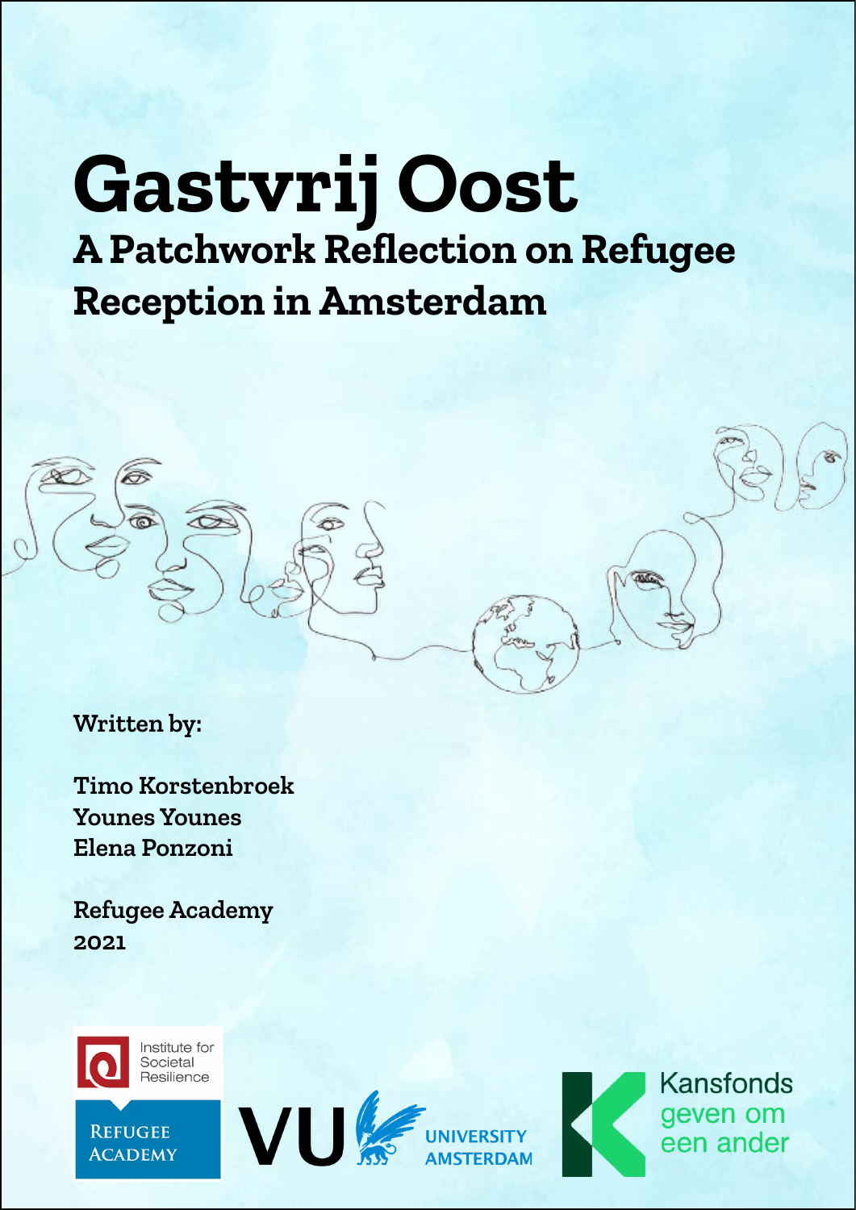# Gastvrij Oost

## A Patchwork Reflection on Refugee Reception in Amsterdam

**Written by:**

**Timo Korstenbroek**
**Younes Younes**
**Elena Ponzoni**

**Refugee Academy**
**2021**

Institute for Societal Resilience

Refugee Academy

VU University Amsterdam

Kansfonds geven om een ander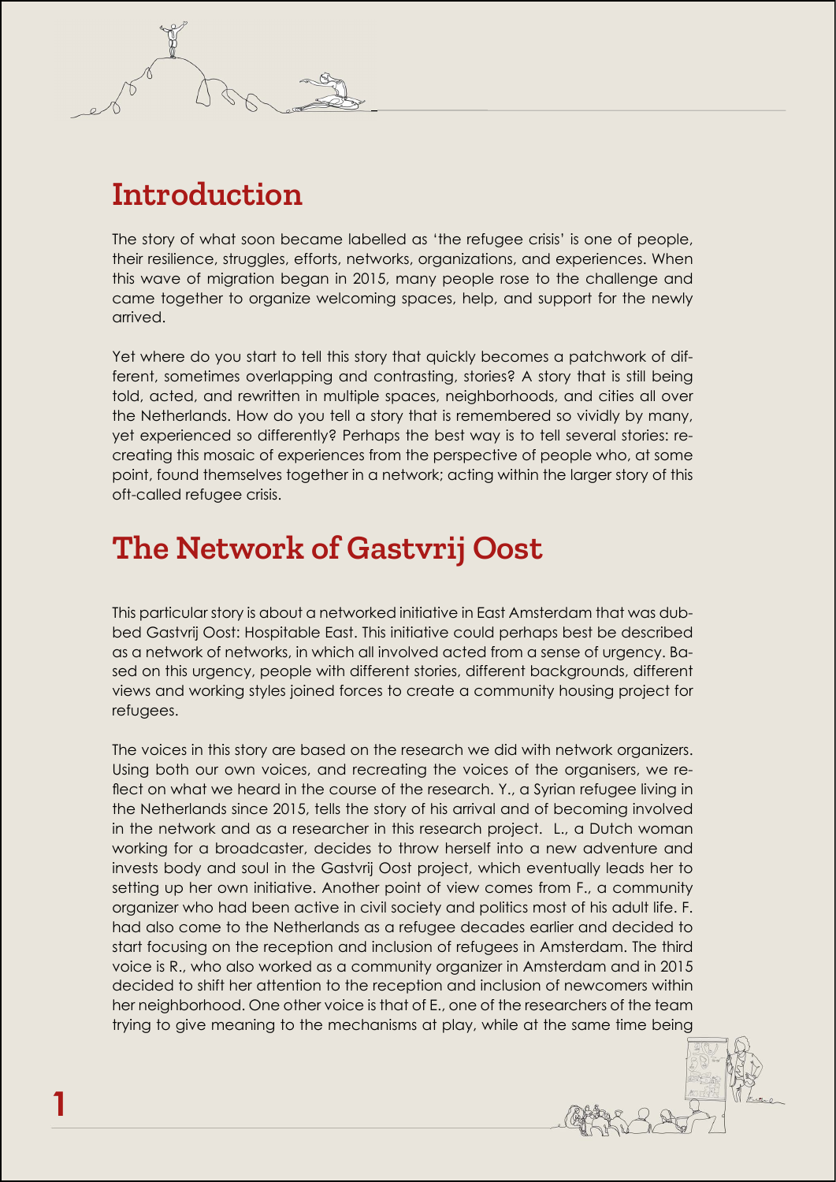## Introduction

The story of what soon became labelled as 'the refugee crisis' is one of people, their resilience, struggles, efforts, networks, organizations, and experiences. When this wave of migration began in 2015, many people rose to the challenge and came together to organize welcoming spaces, help, and support for the newly arrived.

Yet where do you start to tell this story that quickly becomes a patchwork of different, sometimes overlapping and contrasting, stories? A story that is still being told, acted, and rewritten in multiple spaces, neighborhoods, and cities all over the Netherlands. How do you tell a story that is remembered so vividly by many, yet experienced so differently? Perhaps the best way is to tell several stories: recreating this mosaic of experiences from the perspective of people who, at some point, found themselves together in a network; acting within the larger story of this oft-called refugee crisis.

## The Network of Gastvrij Oost

This particular story is about a networked initiative in East Amsterdam that was dubbed Gastvrij Oost: Hospitable East. This initiative could perhaps best be described as a network of networks, in which all involved acted from a sense of urgency. Based on this urgency, people with different stories, different backgrounds, different views and working styles joined forces to create a community housing project for refugees.

The voices in this story are based on the research we did with network organizers. Using both our own voices, and recreating the voices of the organisers, we reflect on what we heard in the course of the research. Y., a Syrian refugee living in the Netherlands since 2015, tells the story of his arrival and of becoming involved in the network and as a researcher in this research project. L., a Dutch woman working for a broadcaster, decides to throw herself into a new adventure and invests body and soul in the Gastvrij Oost project, which eventually leads her to setting up her own initiative. Another point of view comes from F., a community organizer who had been active in civil society and politics most of his adult life. F. had also come to the Netherlands as a refugee decades earlier and decided to start focusing on the reception and inclusion of refugees in Amsterdam. The third voice is R., who also worked as a community organizer in Amsterdam and in 2015 decided to shift her attention to the reception and inclusion of newcomers within her neighborhood. One other voice is that of E., one of the researchers of the team trying to give meaning to the mechanisms at play, while at the same time being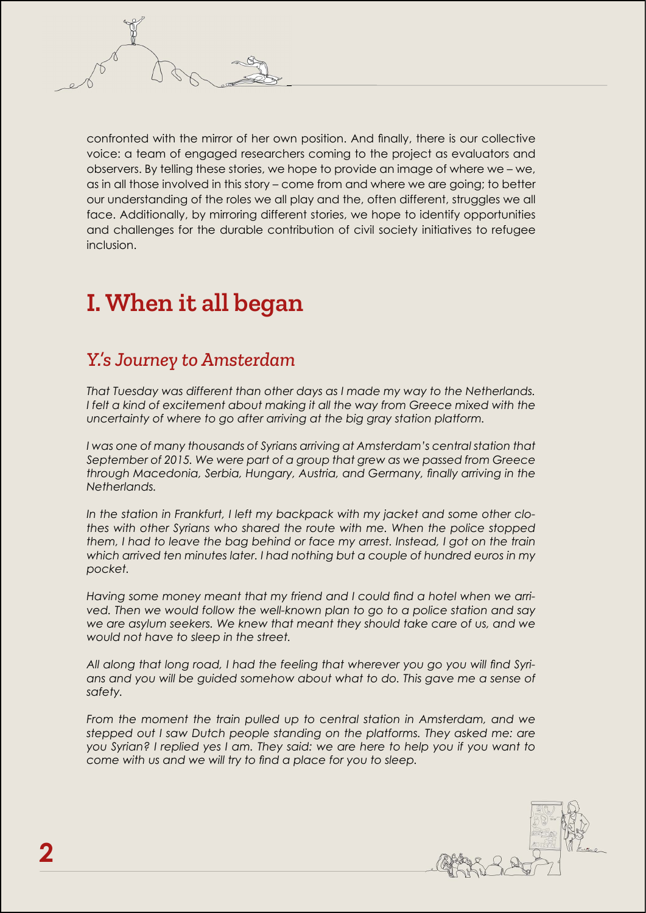confronted with the mirror of her own position. And finally, there is our collective voice: a team of engaged researchers coming to the project as evaluators and observers. By telling these stories, we hope to provide an image of where we – we, as in all those involved in this story – come from and where we are going; to better our understanding of the roles we all play and the, often different, struggles we all face. Additionally, by mirroring different stories, we hope to identify opportunities and challenges for the durable contribution of civil society initiatives to refugee inclusion.

# I. When it all began

## *Y.'s Journey to Amsterdam*

*That Tuesday was different than other days as I made my way to the Netherlands. I felt a kind of excitement about making it all the way from Greece mixed with the uncertainty of where to go after arriving at the big gray station platform.*

*I was one of many thousands of Syrians arriving at Amsterdam's central station that September of 2015. We were part of a group that grew as we passed from Greece through Macedonia, Serbia, Hungary, Austria, and Germany, finally arriving in the Netherlands.*

*In the station in Frankfurt, I left my backpack with my jacket and some other clothes with other Syrians who shared the route with me. When the police stopped them, I had to leave the bag behind or face my arrest. Instead, I got on the train which arrived ten minutes later. I had nothing but a couple of hundred euros in my pocket.*

*Having some money meant that my friend and I could find a hotel when we arrived. Then we would follow the well-known plan to go to a police station and say we are asylum seekers. We knew that meant they should take care of us, and we would not have to sleep in the street.*

*All along that long road, I had the feeling that wherever you go you will find Syrians and you will be guided somehow about what to do. This gave me a sense of safety.*

*From the moment the train pulled up to central station in Amsterdam, and we stepped out I saw Dutch people standing on the platforms. They asked me: are you Syrian? I replied yes I am. They said: we are here to help you if you want to come with us and we will try to find a place for you to sleep.*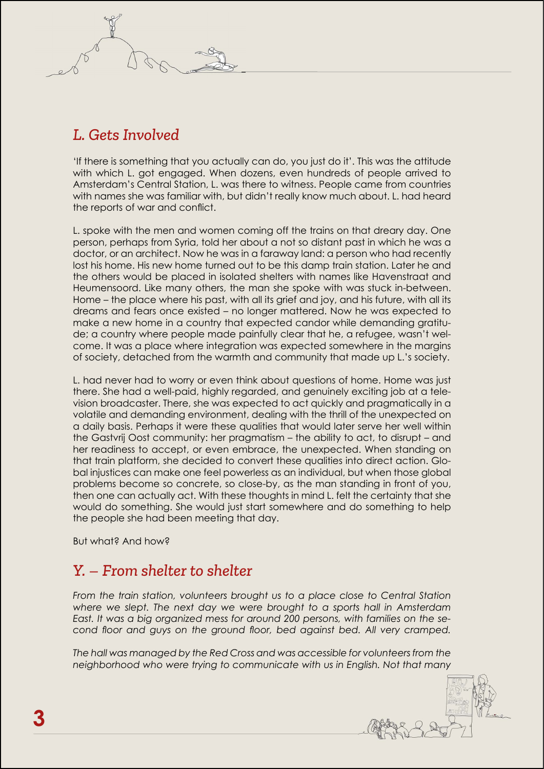## *L. Gets Involved*

'If there is something that you actually can do, you just do it'. This was the attitude with which L. got engaged. When dozens, even hundreds of people arrived to Amsterdam's Central Station, L. was there to witness. People came from countries with names she was familiar with, but didn't really know much about. L. had heard the reports of war and conflict.

L. spoke with the men and women coming off the trains on that dreary day. One person, perhaps from Syria, told her about a not so distant past in which he was a doctor, or an architect. Now he was in a faraway land: a person who had recently lost his home. His new home turned out to be this damp train station. Later he and the others would be placed in isolated shelters with names like Havenstraat and Heumensoord. Like many others, the man she spoke with was stuck in-between. Home – the place where his past, with all its grief and joy, and his future, with all its dreams and fears once existed – no longer mattered. Now he was expected to make a new home in a country that expected candor while demanding gratitude; a country where people made painfully clear that he, a refugee, wasn't welcome. It was a place where integration was expected somewhere in the margins of society, detached from the warmth and community that made up L.'s society.

L. had never had to worry or even think about questions of home. Home was just there. She had a well-paid, highly regarded, and genuinely exciting job at a television broadcaster. There, she was expected to act quickly and pragmatically in a volatile and demanding environment, dealing with the thrill of the unexpected on a daily basis. Perhaps it were these qualities that would later serve her well within the Gastvrij Oost community: her pragmatism – the ability to act, to disrupt – and her readiness to accept, or even embrace, the unexpected. When standing on that train platform, she decided to convert these qualities into direct action. Global injustices can make one feel powerless as an individual, but when those global problems become so concrete, so close-by, as the man standing in front of you, then one can actually act. With these thoughts in mind L. felt the certainty that she would do something. She would just start somewhere and do something to help the people she had been meeting that day.

But what? And how?

## *Y. – From shelter to shelter*

*From the train station, volunteers brought us to a place close to Central Station where we slept. The next day we were brought to a sports hall in Amsterdam East. It was a big organized mess for around 200 persons, with families on the second floor and guys on the ground floor, bed against bed. All very cramped.*

*The hall was managed by the Red Cross and was accessible for volunteers from the neighborhood who were trying to communicate with us in English. Not that many*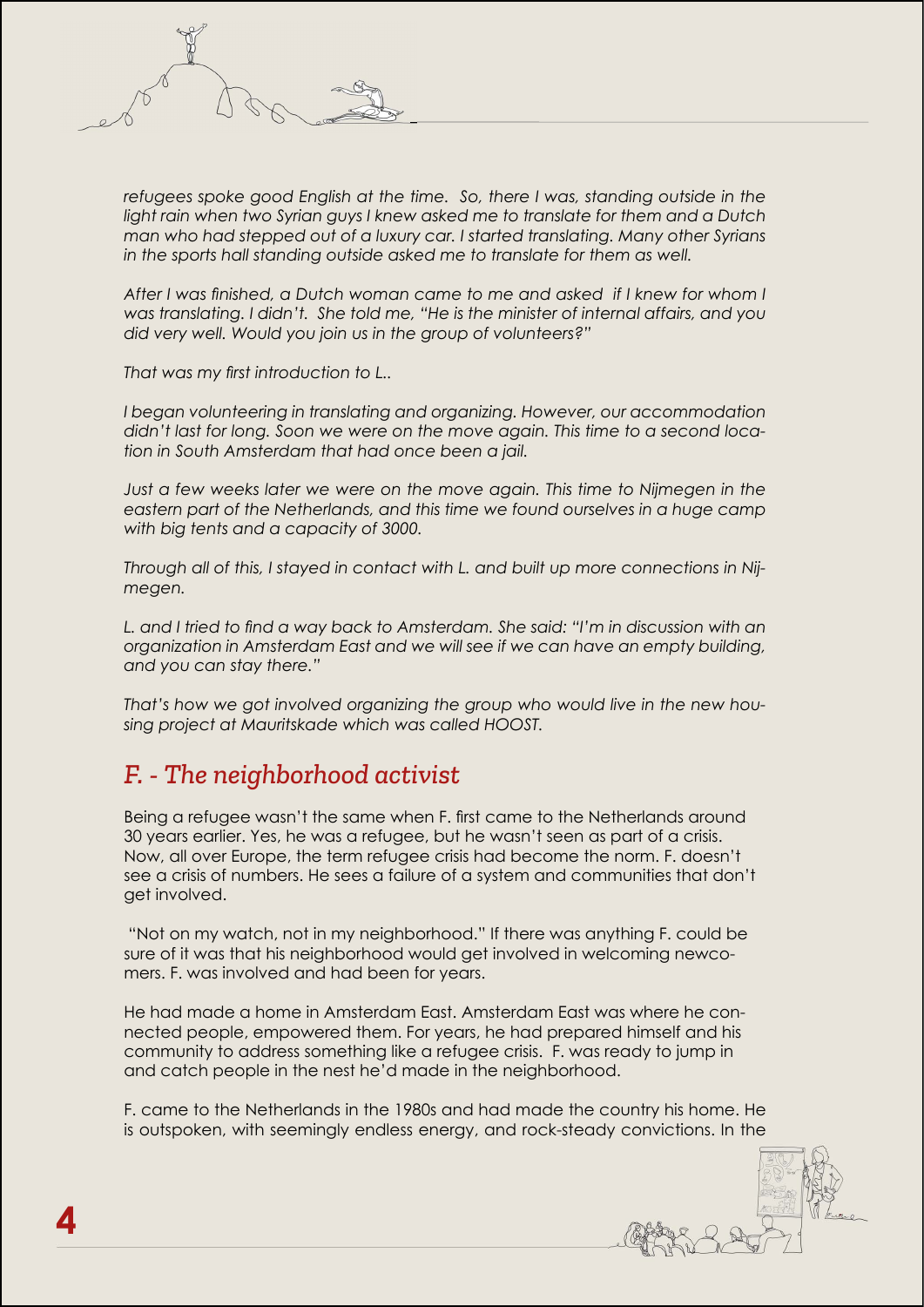*refugees spoke good English at the time.  So, there I was, standing outside in the light rain when two Syrian guys I knew asked me to translate for them and a Dutch man who had stepped out of a luxury car. I started translating. Many other Syrians in the sports hall standing outside asked me to translate for them as well.*

*After I was finished, a Dutch woman came to me and asked  if I knew for whom I was translating. I didn't.  She told me, "He is the minister of internal affairs, and you did very well. Would you join us in the group of volunteers?"*

*That was my first introduction to L..*

*I began volunteering in translating and organizing. However, our accommodation didn't last for long. Soon we were on the move again. This time to a second location in South Amsterdam that had once been a jail.*

*Just a few weeks later we were on the move again. This time to Nijmegen in the eastern part of the Netherlands, and this time we found ourselves in a huge camp with big tents and a capacity of 3000.*

*Through all of this, I stayed in contact with L. and built up more connections in Nijmegen.*

*L. and I tried to find a way back to Amsterdam. She said: "I'm in discussion with an organization in Amsterdam East and we will see if we can have an empty building, and you can stay there."*

*That's how we got involved organizing the group who would live in the new housing project at Mauritskade which was called HOOST.*

## *F. - The neighborhood activist*

Being a refugee wasn't the same when F. first came to the Netherlands around 30 years earlier. Yes, he was a refugee, but he wasn't seen as part of a crisis. Now, all over Europe, the term refugee crisis had become the norm. F. doesn't see a crisis of numbers. He sees a failure of a system and communities that don't get involved.

"Not on my watch, not in my neighborhood." If there was anything F. could be sure of it was that his neighborhood would get involved in welcoming newcomers. F. was involved and had been for years.

He had made a home in Amsterdam East. Amsterdam East was where he connected people, empowered them. For years, he had prepared himself and his community to address something like a refugee crisis.  F. was ready to jump in and catch people in the nest he'd made in the neighborhood.

F. came to the Netherlands in the 1980s and had made the country his home. He is outspoken, with seemingly endless energy, and rock-steady convictions. In the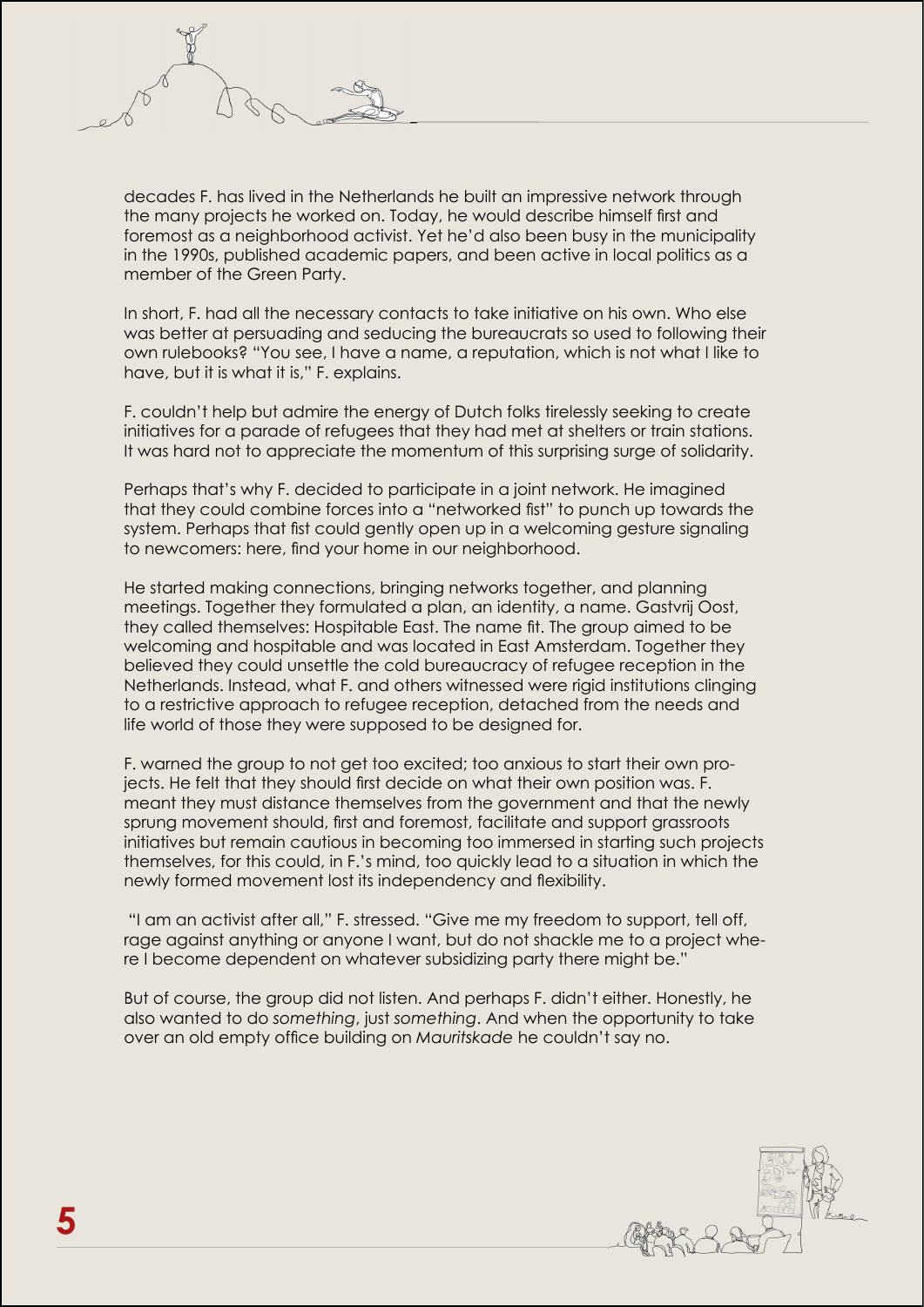decades F. has lived in the Netherlands he built an impressive network through the many projects he worked on. Today, he would describe himself first and foremost as a neighborhood activist. Yet he'd also been busy in the municipality in the 1990s, published academic papers, and been active in local politics as a member of the Green Party.

In short, F. had all the necessary contacts to take initiative on his own. Who else was better at persuading and seducing the bureaucrats so used to following their own rulebooks? "You see, I have a name, a reputation, which is not what I like to have, but it is what it is," F. explains.

F. couldn't help but admire the energy of Dutch folks tirelessly seeking to create initiatives for a parade of refugees that they had met at shelters or train stations. It was hard not to appreciate the momentum of this surprising surge of solidarity.

Perhaps that's why F. decided to participate in a joint network. He imagined that they could combine forces into a "networked fist" to punch up towards the system. Perhaps that fist could gently open up in a welcoming gesture signaling to newcomers: here, find your home in our neighborhood.

He started making connections, bringing networks together, and planning meetings. Together they formulated a plan, an identity, a name. Gastvrij Oost, they called themselves: Hospitable East. The name fit. The group aimed to be welcoming and hospitable and was located in East Amsterdam. Together they believed they could unsettle the cold bureaucracy of refugee reception in the Netherlands. Instead, what F. and others witnessed were rigid institutions clinging to a restrictive approach to refugee reception, detached from the needs and life world of those they were supposed to be designed for.

F. warned the group to not get too excited; too anxious to start their own projects. He felt that they should first decide on what their own position was. F. meant they must distance themselves from the government and that the newly sprung movement should, first and foremost, facilitate and support grassroots initiatives but remain cautious in becoming too immersed in starting such projects themselves, for this could, in F.'s mind, too quickly lead to a situation in which the newly formed movement lost its independency and flexibility.

"I am an activist after all," F. stressed. "Give me my freedom to support, tell off, rage against anything or anyone I want, but do not shackle me to a project where I become dependent on whatever subsidizing party there might be."

But of course, the group did not listen. And perhaps F. didn't either. Honestly, he also wanted to do *something*, just *something*. And when the opportunity to take over an old empty office building on *Mauritskade* he couldn't say no.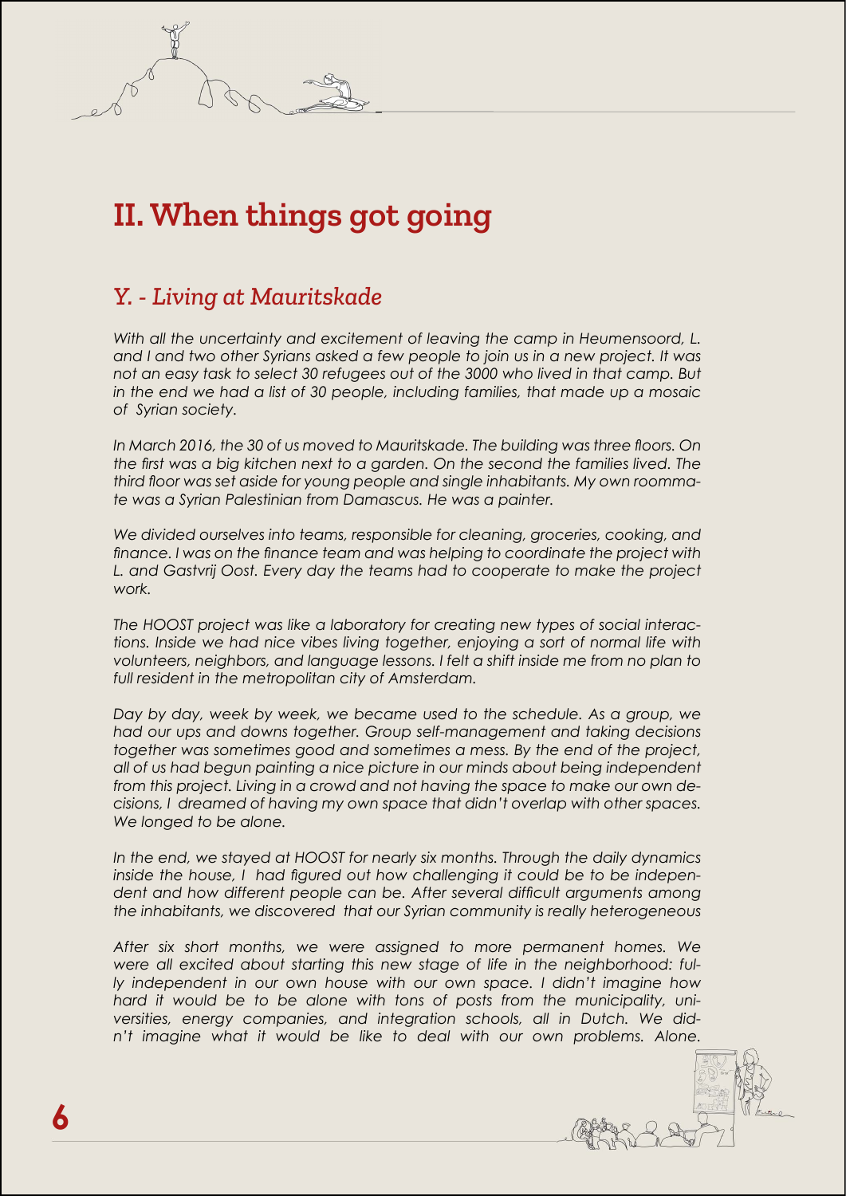# II. When things got going

## Y. - *Living at Mauritskade*

*With all the uncertainty and excitement of leaving the camp in Heumensoord, L. and I and two other Syrians asked a few people to join us in a new project. It was not an easy task to select 30 refugees out of the 3000 who lived in that camp. But in the end we had a list of 30 people, including families, that made up a mosaic of Syrian society.*

*In March 2016, the 30 of us moved to Mauritskade. The building was three floors. On the first was a big kitchen next to a garden. On the second the families lived. The third floor was set aside for young people and single inhabitants. My own roommate was a Syrian Palestinian from Damascus. He was a painter.*

*We divided ourselves into teams, responsible for cleaning, groceries, cooking, and finance. I was on the finance team and was helping to coordinate the project with L. and Gastvrij Oost. Every day the teams had to cooperate to make the project work.*

*The HOOST project was like a laboratory for creating new types of social interactions. Inside we had nice vibes living together, enjoying a sort of normal life with volunteers, neighbors, and language lessons. I felt a shift inside me from no plan to full resident in the metropolitan city of Amsterdam.*

*Day by day, week by week, we became used to the schedule. As a group, we had our ups and downs together. Group self-management and taking decisions together was sometimes good and sometimes a mess. By the end of the project, all of us had begun painting a nice picture in our minds about being independent from this project. Living in a crowd and not having the space to make our own decisions, I dreamed of having my own space that didn't overlap with other spaces. We longed to be alone.*

*In the end, we stayed at HOOST for nearly six months. Through the daily dynamics inside the house, I had figured out how challenging it could be to be independent and how different people can be. After several difficult arguments among the inhabitants, we discovered that our Syrian community is really heterogeneous*

*After six short months, we were assigned to more permanent homes. We were all excited about starting this new stage of life in the neighborhood: fully independent in our own house with our own space. I didn't imagine how hard it would be to be alone with tons of posts from the municipality, universities, energy companies, and integration schools, all in Dutch. We didn't imagine what it would be like to deal with our own problems. Alone.*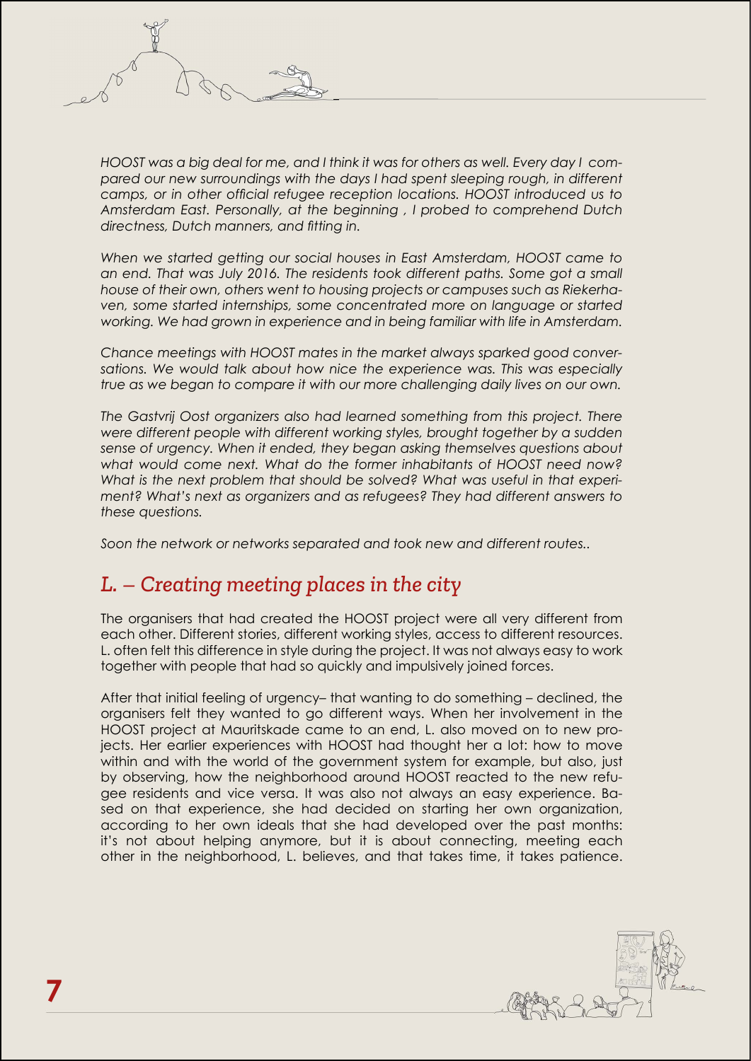*HOOST was a big deal for me, and I think it was for others as well. Every day I compared our new surroundings with the days I had spent sleeping rough, in different camps, or in other official refugee reception locations. HOOST introduced us to Amsterdam East. Personally, at the beginning , I probed to comprehend Dutch directness, Dutch manners, and fitting in.*

*When we started getting our social houses in East Amsterdam, HOOST came to an end. That was July 2016. The residents took different paths. Some got a small house of their own, others went to housing projects or campuses such as Riekerhaven, some started internships, some concentrated more on language or started working. We had grown in experience and in being familiar with life in Amsterdam.*

*Chance meetings with HOOST mates in the market always sparked good conversations. We would talk about how nice the experience was. This was especially true as we began to compare it with our more challenging daily lives on our own.*

*The Gastvrij Oost organizers also had learned something from this project. There were different people with different working styles, brought together by a sudden sense of urgency. When it ended, they began asking themselves questions about what would come next. What do the former inhabitants of HOOST need now? What is the next problem that should be solved? What was useful in that experiment? What's next as organizers and as refugees? They had different answers to these questions.*

*Soon the network or networks separated and took new and different routes..*

## *L. – Creating meeting places in the city*

The organisers that had created the HOOST project were all very different from each other. Different stories, different working styles, access to different resources. L. often felt this difference in style during the project. It was not always easy to work together with people that had so quickly and impulsively joined forces.

After that initial feeling of urgency– that wanting to do something – declined, the organisers felt they wanted to go different ways. When her involvement in the HOOST project at Mauritskade came to an end, L. also moved on to new projects. Her earlier experiences with HOOST had thought her a lot: how to move within and with the world of the government system for example, but also, just by observing, how the neighborhood around HOOST reacted to the new refugee residents and vice versa. It was also not always an easy experience. Based on that experience, she had decided on starting her own organization, according to her own ideals that she had developed over the past months: it's not about helping anymore, but it is about connecting, meeting each other in the neighborhood, L. believes, and that takes time, it takes patience.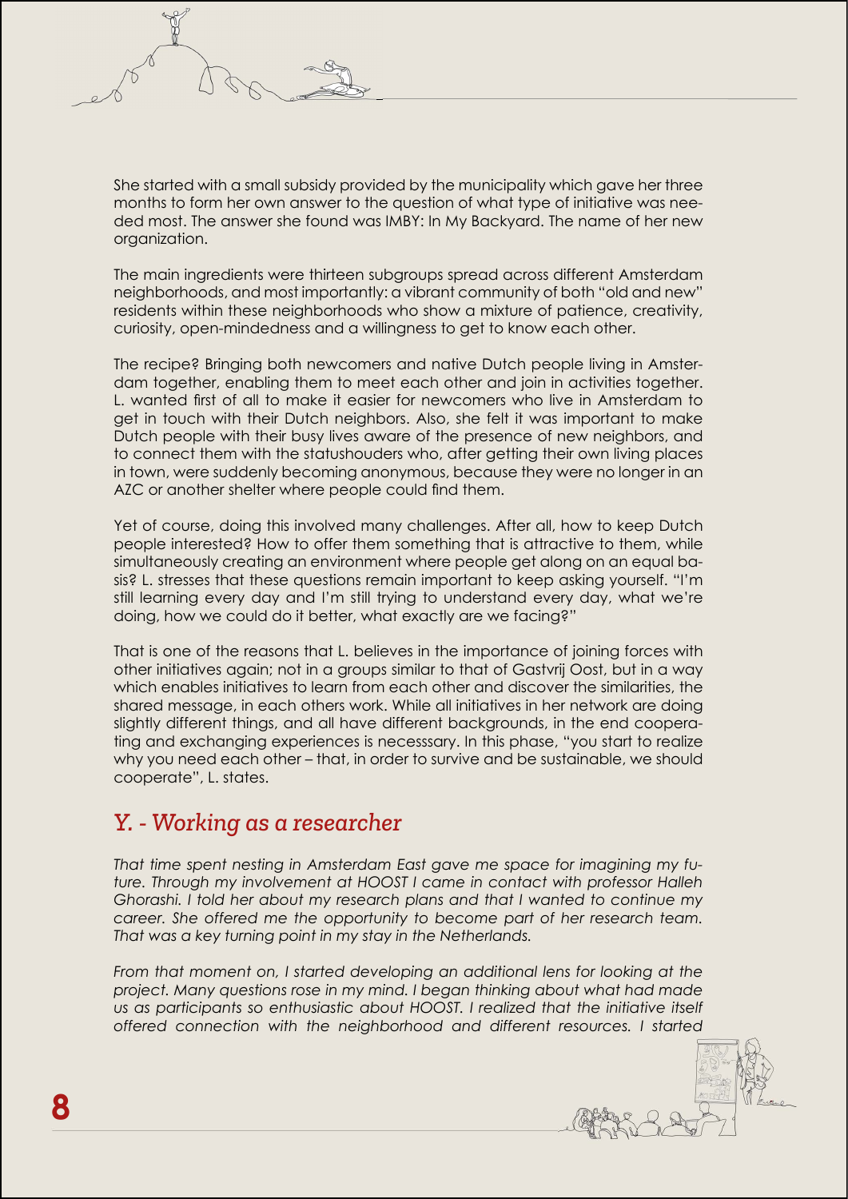She started with a small subsidy provided by the municipality which gave her three months to form her own answer to the question of what type of initiative was needed most. The answer she found was IMBY: In My Backyard. The name of her new organization.

The main ingredients were thirteen subgroups spread across different Amsterdam neighborhoods, and most importantly: a vibrant community of both "old and new" residents within these neighborhoods who show a mixture of patience, creativity, curiosity, open-mindedness and a willingness to get to know each other.

The recipe? Bringing both newcomers and native Dutch people living in Amsterdam together, enabling them to meet each other and join in activities together. L. wanted first of all to make it easier for newcomers who live in Amsterdam to get in touch with their Dutch neighbors. Also, she felt it was important to make Dutch people with their busy lives aware of the presence of new neighbors, and to connect them with the statushouders who, after getting their own living places in town, were suddenly becoming anonymous, because they were no longer in an AZC or another shelter where people could find them.

Yet of course, doing this involved many challenges. After all, how to keep Dutch people interested? How to offer them something that is attractive to them, while simultaneously creating an environment where people get along on an equal basis? L. stresses that these questions remain important to keep asking yourself. "I'm still learning every day and I'm still trying to understand every day, what we're doing, how we could do it better, what exactly are we facing?"

That is one of the reasons that L. believes in the importance of joining forces with other initiatives again; not in a groups similar to that of Gastvrij Oost, but in a way which enables initiatives to learn from each other and discover the similarities, the shared message, in each others work. While all initiatives in her network are doing slightly different things, and all have different backgrounds, in the end cooperating and exchanging experiences is necesssary. In this phase, "you start to realize why you need each other – that, in order to survive and be sustainable, we should cooperate", L. states.

## *Y. - Working as a researcher*

*That time spent nesting in Amsterdam East gave me space for imagining my future. Through my involvement at HOOST I came in contact with professor Halleh Ghorashi. I told her about my research plans and that I wanted to continue my career. She offered me the opportunity to become part of her research team. That was a key turning point in my stay in the Netherlands.*

*From that moment on, I started developing an additional lens for looking at the project. Many questions rose in my mind. I began thinking about what had made us as participants so enthusiastic about HOOST. I realized that the initiative itself offered connection with the neighborhood and different resources. I started*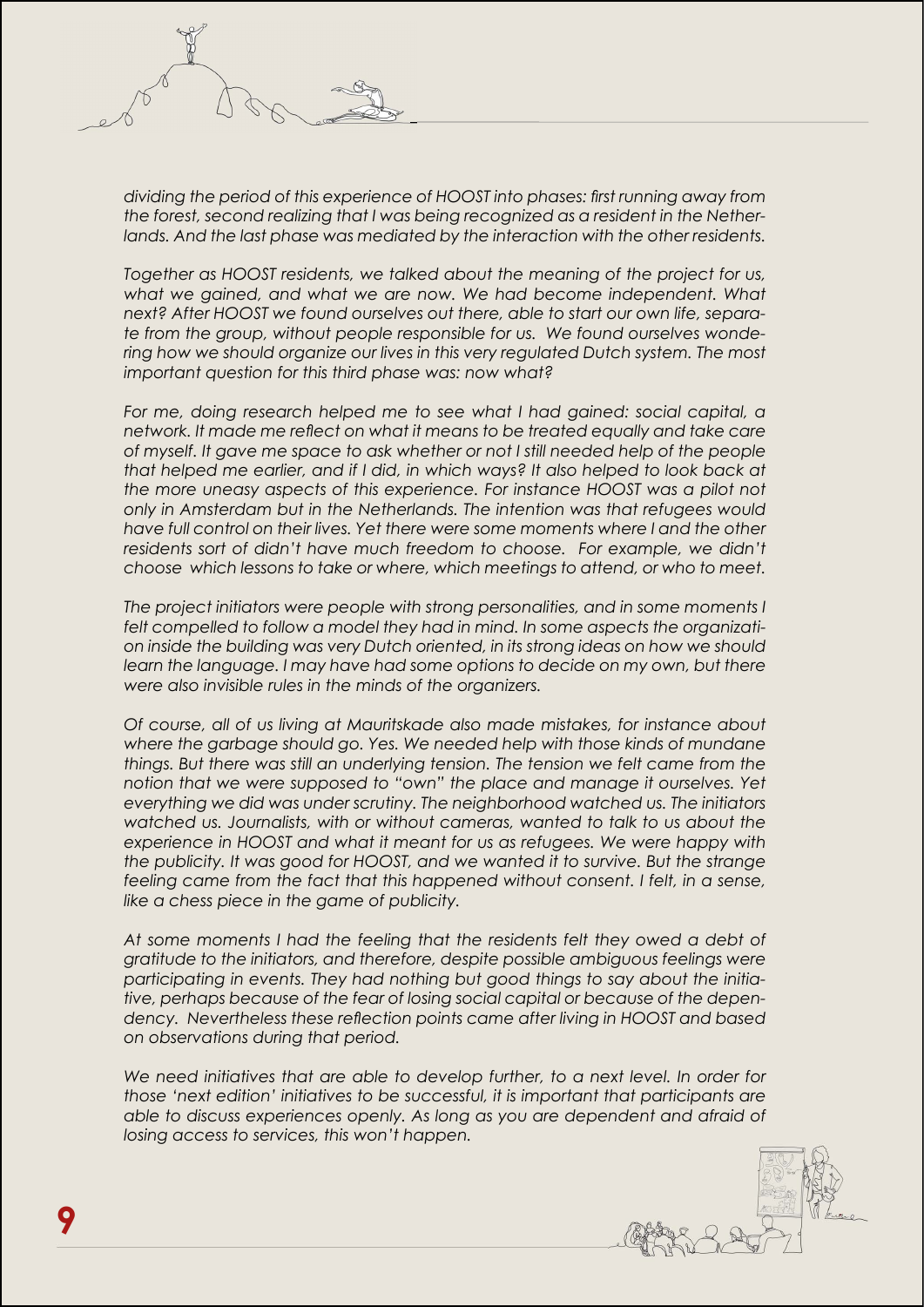*dividing the period of this experience of HOOST into phases: first running away from the forest, second realizing that I was being recognized as a resident in the Netherlands. And the last phase was mediated by the interaction with the other residents.*

*Together as HOOST residents, we talked about the meaning of the project for us, what we gained, and what we are now. We had become independent. What next? After HOOST we found ourselves out there, able to start our own life, separate from the group, without people responsible for us. We found ourselves wondering how we should organize our lives in this very regulated Dutch system. The most important question for this third phase was: now what?*

*For me, doing research helped me to see what I had gained: social capital, a network. It made me reflect on what it means to be treated equally and take care of myself. It gave me space to ask whether or not I still needed help of the people that helped me earlier, and if I did, in which ways? It also helped to look back at the more uneasy aspects of this experience. For instance HOOST was a pilot not only in Amsterdam but in the Netherlands. The intention was that refugees would have full control on their lives. Yet there were some moments where I and the other residents sort of didn't have much freedom to choose. For example, we didn't choose which lessons to take or where, which meetings to attend, or who to meet.*

*The project initiators were people with strong personalities, and in some moments I felt compelled to follow a model they had in mind. In some aspects the organization inside the building was very Dutch oriented, in its strong ideas on how we should learn the language. I may have had some options to decide on my own, but there were also invisible rules in the minds of the organizers.*

*Of course, all of us living at Mauritskade also made mistakes, for instance about where the garbage should go. Yes. We needed help with those kinds of mundane things. But there was still an underlying tension. The tension we felt came from the notion that we were supposed to "own" the place and manage it ourselves. Yet everything we did was under scrutiny. The neighborhood watched us. The initiators watched us. Journalists, with or without cameras, wanted to talk to us about the experience in HOOST and what it meant for us as refugees. We were happy with the publicity. It was good for HOOST, and we wanted it to survive. But the strange feeling came from the fact that this happened without consent. I felt, in a sense, like a chess piece in the game of publicity.*

*At some moments I had the feeling that the residents felt they owed a debt of gratitude to the initiators, and therefore, despite possible ambiguous feelings were participating in events. They had nothing but good things to say about the initiative, perhaps because of the fear of losing social capital or because of the dependency. Nevertheless these reflection points came after living in HOOST and based on observations during that period.*

*We need initiatives that are able to develop further, to a next level. In order for those 'next edition' initiatives to be successful, it is important that participants are able to discuss experiences openly. As long as you are dependent and afraid of losing access to services, this won't happen.*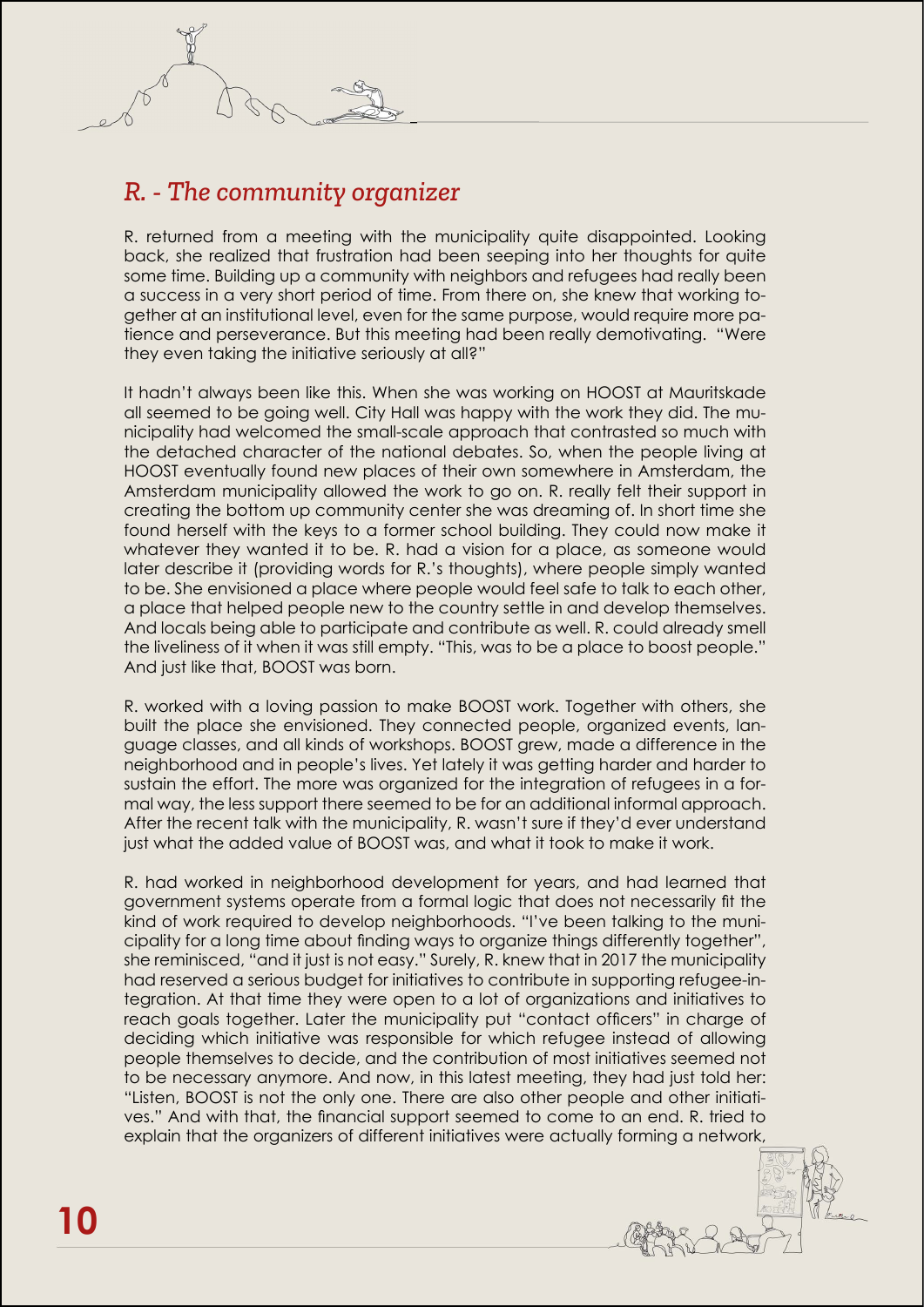## *R. - The community organizer*

R. returned from a meeting with the municipality quite disappointed. Looking back, she realized that frustration had been seeping into her thoughts for quite some time. Building up a community with neighbors and refugees had really been a success in a very short period of time. From there on, she knew that working together at an institutional level, even for the same purpose, would require more patience and perseverance. But this meeting had been really demotivating. "Were they even taking the initiative seriously at all?"

It hadn't always been like this. When she was working on HOOST at Mauritskade all seemed to be going well. City Hall was happy with the work they did. The municipality had welcomed the small-scale approach that contrasted so much with the detached character of the national debates. So, when the people living at HOOST eventually found new places of their own somewhere in Amsterdam, the Amsterdam municipality allowed the work to go on. R. really felt their support in creating the bottom up community center she was dreaming of. In short time she found herself with the keys to a former school building. They could now make it whatever they wanted it to be. R. had a vision for a place, as someone would later describe it (providing words for R.'s thoughts), where people simply wanted to be. She envisioned a place where people would feel safe to talk to each other, a place that helped people new to the country settle in and develop themselves. And locals being able to participate and contribute as well. R. could already smell the liveliness of it when it was still empty. "This, was to be a place to boost people." And just like that, BOOST was born.

R. worked with a loving passion to make BOOST work. Together with others, she built the place she envisioned. They connected people, organized events, language classes, and all kinds of workshops. BOOST grew, made a difference in the neighborhood and in people's lives. Yet lately it was getting harder and harder to sustain the effort. The more was organized for the integration of refugees in a formal way, the less support there seemed to be for an additional informal approach. After the recent talk with the municipality, R. wasn't sure if they'd ever understand just what the added value of BOOST was, and what it took to make it work.

R. had worked in neighborhood development for years, and had learned that government systems operate from a formal logic that does not necessarily fit the kind of work required to develop neighborhoods. "I've been talking to the municipality for a long time about finding ways to organize things differently together", she reminisced, "and it just is not easy." Surely, R. knew that in 2017 the municipality had reserved a serious budget for initiatives to contribute in supporting refugee-integration. At that time they were open to a lot of organizations and initiatives to reach goals together. Later the municipality put "contact officers" in charge of deciding which initiative was responsible for which refugee instead of allowing people themselves to decide, and the contribution of most initiatives seemed not to be necessary anymore. And now, in this latest meeting, they had just told her: "Listen, BOOST is not the only one. There are also other people and other initiatives." And with that, the financial support seemed to come to an end. R. tried to explain that the organizers of different initiatives were actually forming a network,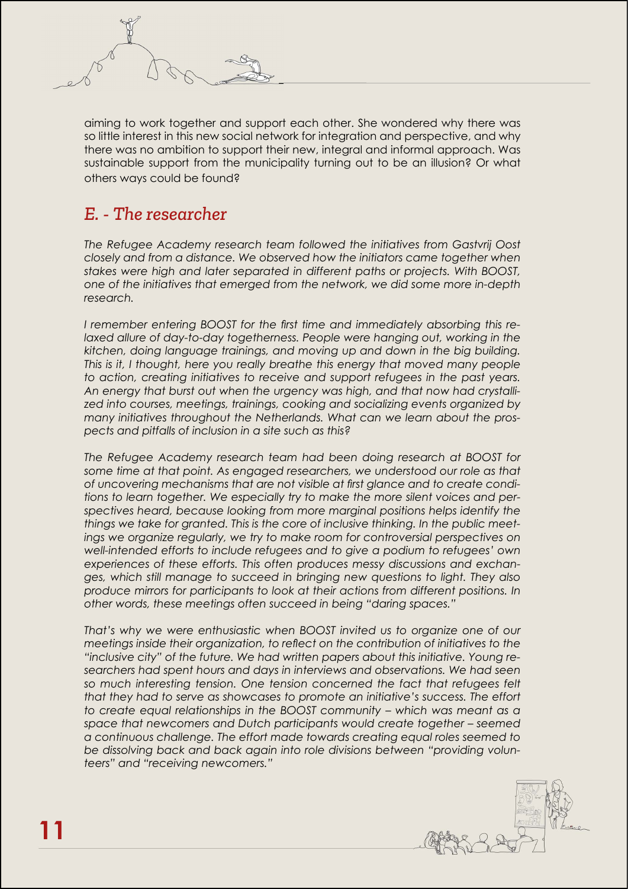aiming to work together and support each other. She wondered why there was so little interest in this new social network for integration and perspective, and why there was no ambition to support their new, integral and informal approach. Was sustainable support from the municipality turning out to be an illusion? Or what others ways could be found?

## *E. - The researcher*

*The Refugee Academy research team followed the initiatives from Gastvrij Oost closely and from a distance. We observed how the initiators came together when stakes were high and later separated in different paths or projects. With BOOST, one of the initiatives that emerged from the network, we did some more in-depth research.*

*I remember entering BOOST for the first time and immediately absorbing this relaxed allure of day-to-day togetherness. People were hanging out, working in the kitchen, doing language trainings, and moving up and down in the big building. This is it, I thought, here you really breathe this energy that moved many people to action, creating initiatives to receive and support refugees in the past years. An energy that burst out when the urgency was high, and that now had crystallized into courses, meetings, trainings, cooking and socializing events organized by many initiatives throughout the Netherlands. What can we learn about the prospects and pitfalls of inclusion in a site such as this?*

*The Refugee Academy research team had been doing research at BOOST for some time at that point. As engaged researchers, we understood our role as that of uncovering mechanisms that are not visible at first glance and to create conditions to learn together. We especially try to make the more silent voices and perspectives heard, because looking from more marginal positions helps identify the things we take for granted. This is the core of inclusive thinking. In the public meetings we organize regularly, we try to make room for controversial perspectives on well-intended efforts to include refugees and to give a podium to refugees' own experiences of these efforts. This often produces messy discussions and exchanges, which still manage to succeed in bringing new questions to light. They also produce mirrors for participants to look at their actions from different positions. In other words, these meetings often succeed in being "daring spaces."*

*That's why we were enthusiastic when BOOST invited us to organize one of our meetings inside their organization, to reflect on the contribution of initiatives to the "inclusive city" of the future. We had written papers about this initiative. Young researchers had spent hours and days in interviews and observations. We had seen so much interesting tension. One tension concerned the fact that refugees felt that they had to serve as showcases to promote an initiative's success. The effort to create equal relationships in the BOOST community – which was meant as a space that newcomers and Dutch participants would create together – seemed a continuous challenge. The effort made towards creating equal roles seemed to be dissolving back and back again into role divisions between "providing volunteers" and "receiving newcomers."*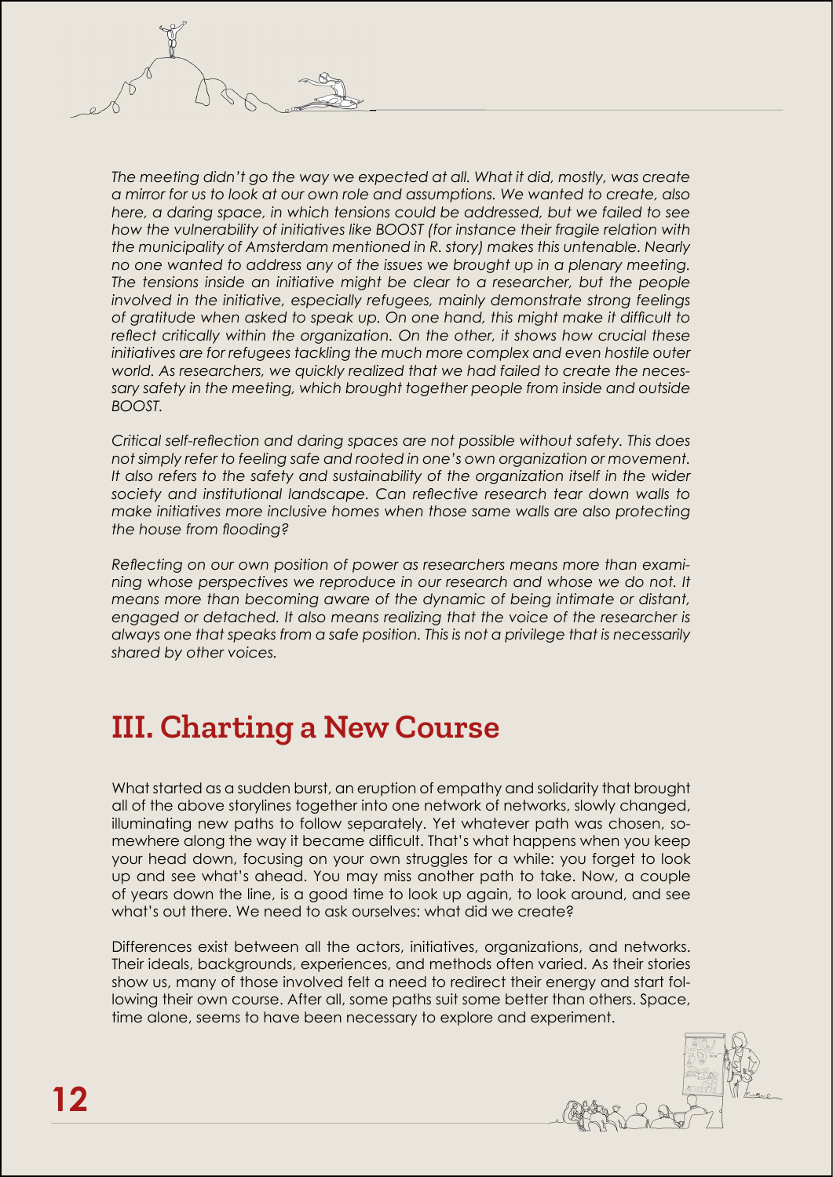*The meeting didn't go the way we expected at all. What it did, mostly, was create a mirror for us to look at our own role and assumptions. We wanted to create, also here, a daring space, in which tensions could be addressed, but we failed to see how the vulnerability of initiatives like BOOST (for instance their fragile relation with the municipality of Amsterdam mentioned in R. story) makes this untenable. Nearly no one wanted to address any of the issues we brought up in a plenary meeting. The tensions inside an initiative might be clear to a researcher, but the people involved in the initiative, especially refugees, mainly demonstrate strong feelings of gratitude when asked to speak up. On one hand, this might make it difficult to reflect critically within the organization. On the other, it shows how crucial these initiatives are for refugees tackling the much more complex and even hostile outer world. As researchers, we quickly realized that we had failed to create the necessary safety in the meeting, which brought together people from inside and outside BOOST.*

*Critical self-reflection and daring spaces are not possible without safety. This does not simply refer to feeling safe and rooted in one's own organization or movement. It also refers to the safety and sustainability of the organization itself in the wider society and institutional landscape. Can reflective research tear down walls to make initiatives more inclusive homes when those same walls are also protecting the house from flooding?*

*Reflecting on our own position of power as researchers means more than examining whose perspectives we reproduce in our research and whose we do not. It means more than becoming aware of the dynamic of being intimate or distant, engaged or detached. It also means realizing that the voice of the researcher is always one that speaks from a safe position. This is not a privilege that is necessarily shared by other voices.*

## III. Charting a New Course

What started as a sudden burst, an eruption of empathy and solidarity that brought all of the above storylines together into one network of networks, slowly changed, illuminating new paths to follow separately. Yet whatever path was chosen, somewhere along the way it became difficult. That's what happens when you keep your head down, focusing on your own struggles for a while: you forget to look up and see what's ahead. You may miss another path to take. Now, a couple of years down the line, is a good time to look up again, to look around, and see what's out there. We need to ask ourselves: what did we create?

Differences exist between all the actors, initiatives, organizations, and networks. Their ideals, backgrounds, experiences, and methods often varied. As their stories show us, many of those involved felt a need to redirect their energy and start following their own course. After all, some paths suit some better than others. Space, time alone, seems to have been necessary to explore and experiment.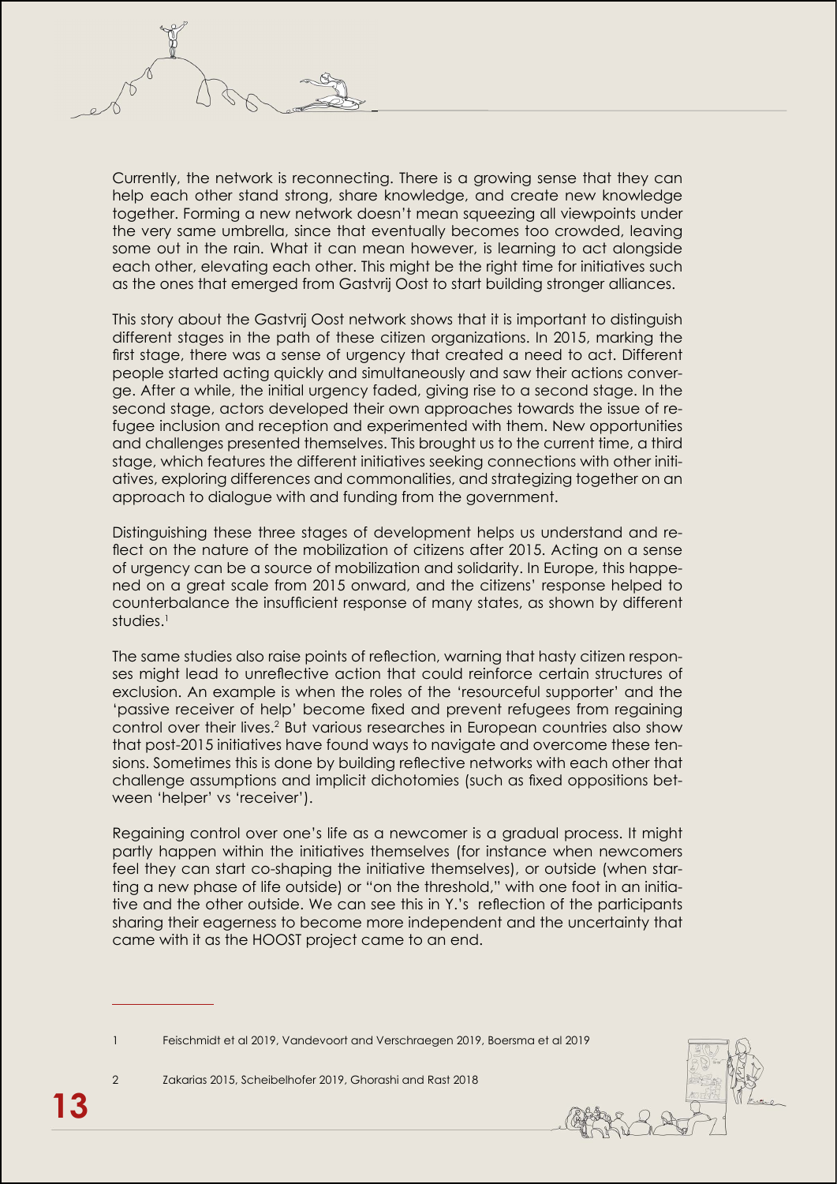Currently, the network is reconnecting. There is a growing sense that they can help each other stand strong, share knowledge, and create new knowledge together. Forming a new network doesn't mean squeezing all viewpoints under the very same umbrella, since that eventually becomes too crowded, leaving some out in the rain. What it can mean however, is learning to act alongside each other, elevating each other. This might be the right time for initiatives such as the ones that emerged from Gastvrij Oost to start building stronger alliances.

This story about the Gastvrij Oost network shows that it is important to distinguish different stages in the path of these citizen organizations. In 2015, marking the first stage, there was a sense of urgency that created a need to act. Different people started acting quickly and simultaneously and saw their actions converge. After a while, the initial urgency faded, giving rise to a second stage. In the second stage, actors developed their own approaches towards the issue of refugee inclusion and reception and experimented with them. New opportunities and challenges presented themselves. This brought us to the current time, a third stage, which features the different initiatives seeking connections with other initiatives, exploring differences and commonalities, and strategizing together on an approach to dialogue with and funding from the government.

Distinguishing these three stages of development helps us understand and reflect on the nature of the mobilization of citizens after 2015. Acting on a sense of urgency can be a source of mobilization and solidarity. In Europe, this happened on a great scale from 2015 onward, and the citizens' response helped to counterbalance the insufficient response of many states, as shown by different studies.[1]

The same studies also raise points of reflection, warning that hasty citizen responses might lead to unreflective action that could reinforce certain structures of exclusion. An example is when the roles of the 'resourceful supporter' and the 'passive receiver of help' become fixed and prevent refugees from regaining control over their lives.[2] But various researches in European countries also show that post-2015 initiatives have found ways to navigate and overcome these tensions. Sometimes this is done by building reflective networks with each other that challenge assumptions and implicit dichotomies (such as fixed oppositions between 'helper' vs 'receiver').

Regaining control over one's life as a newcomer is a gradual process. It might partly happen within the initiatives themselves (for instance when newcomers feel they can start co-shaping the initiative themselves), or outside (when starting a new phase of life outside) or "on the threshold," with one foot in an initiative and the other outside. We can see this in Y.'s reflection of the participants sharing their eagerness to become more independent and the uncertainty that came with it as the HOOST project came to an end.

---

1 Feischmidt et al 2019, Vandevoort and Verschraegen 2019, Boersma et al 2019

2 Zakarias 2015, Scheibelhofer 2019, Ghorashi and Rast 2018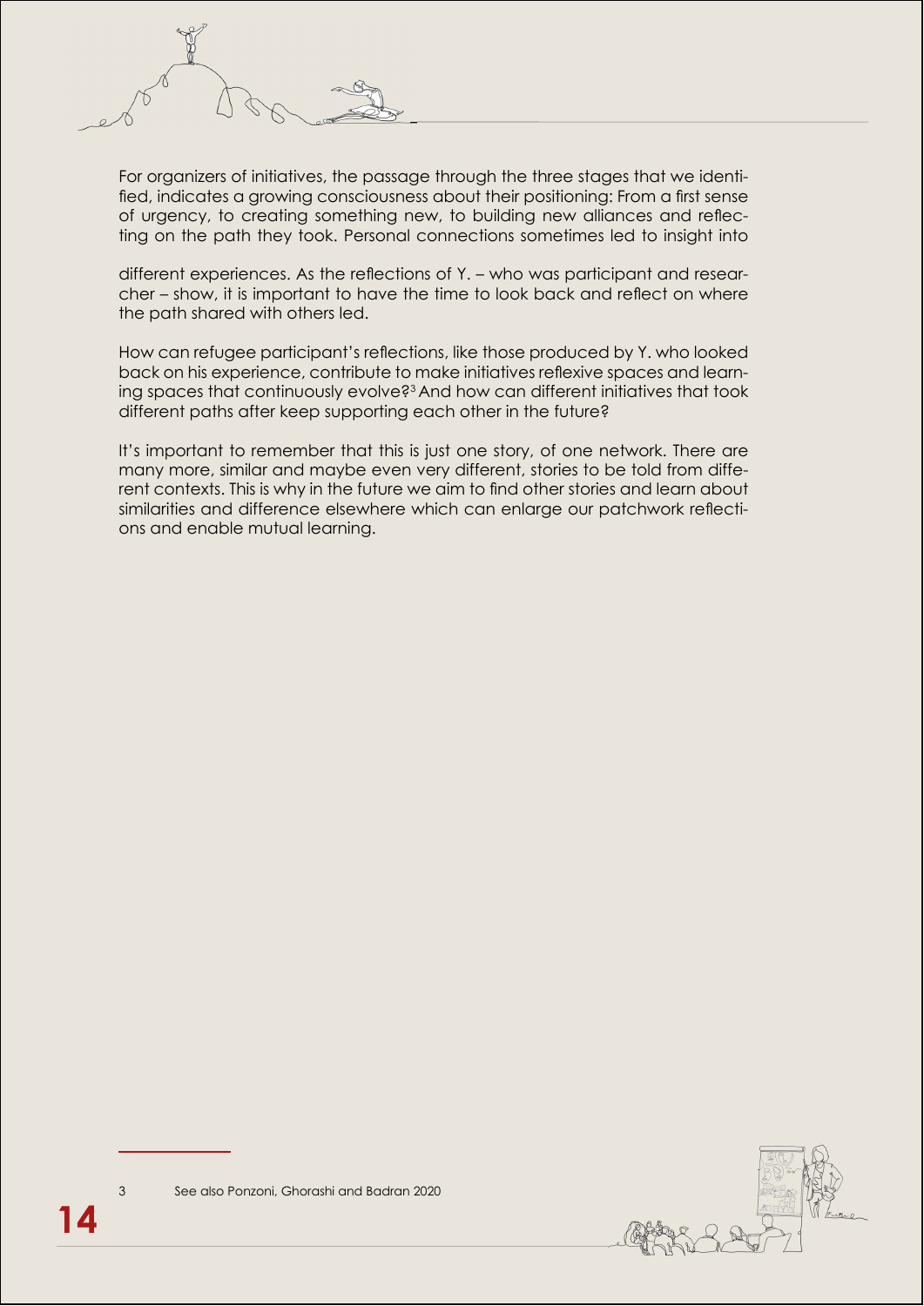For organizers of initiatives, the passage through the three stages that we identified, indicates a growing consciousness about their positioning: From a first sense of urgency, to creating something new, to building new alliances and reflecting on the path they took. Personal connections sometimes led to insight into

different experiences. As the reflections of Y. – who was participant and researcher – show, it is important to have the time to look back and reflect on where the path shared with others led.

How can refugee participant's reflections, like those produced by Y. who looked back on his experience, contribute to make initiatives reflexive spaces and learning spaces that continuously evolve?[3] And how can different initiatives that took different paths after keep supporting each other in the future?

It's important to remember that this is just one story, of one network. There are many more, similar and maybe even very different, stories to be told from different contexts. This is why in the future we aim to find other stories and learn about similarities and difference elsewhere which can enlarge our patchwork reflections and enable mutual learning.

---

3 See also Ponzoni, Ghorashi and Badran 2020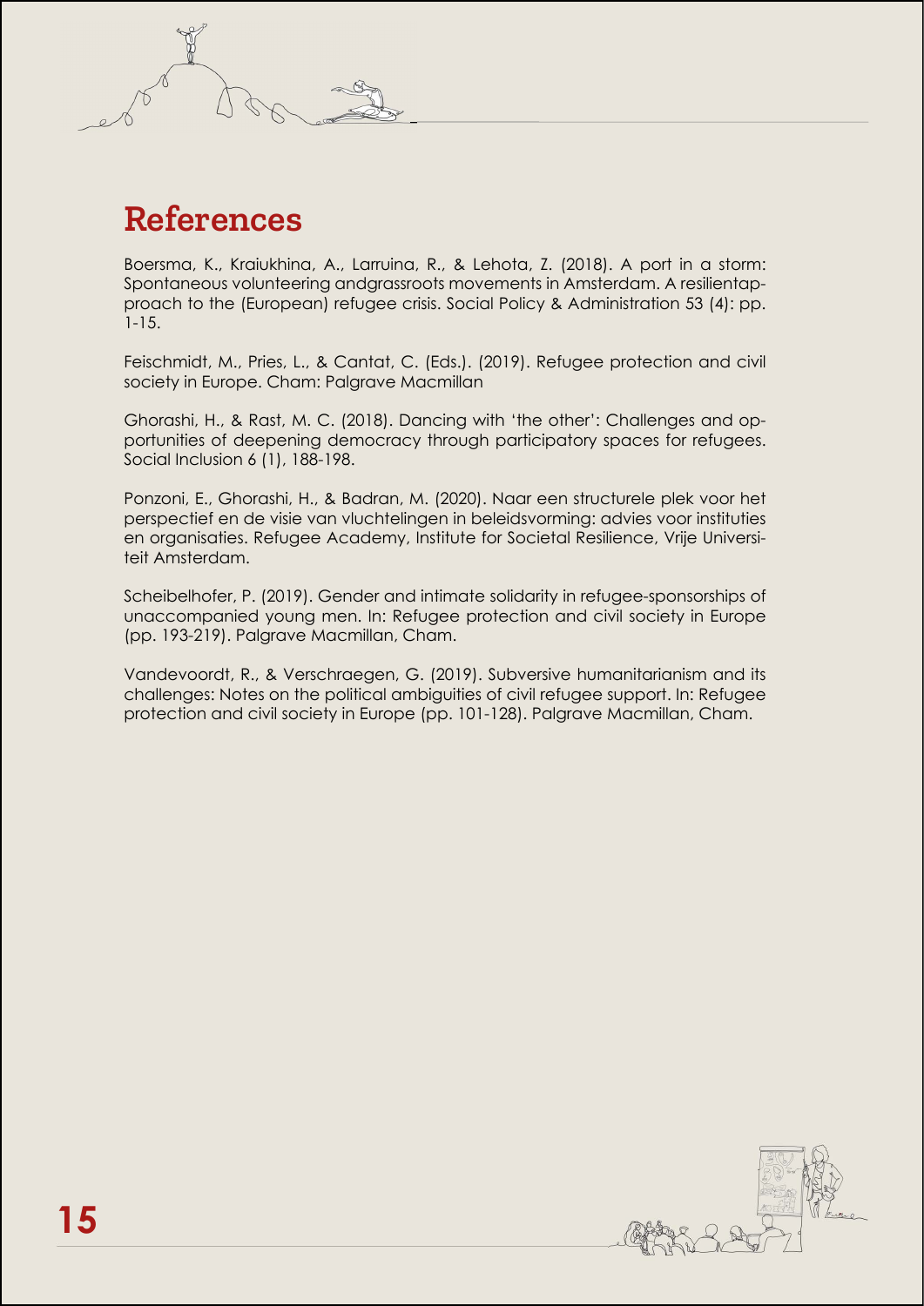## References

Boersma, K., Kraiukhina, A., Larruina, R., & Lehota, Z. (2018). A port in a storm: Spontaneous volunteering andgrassroots movements in Amsterdam. A resilientapproach to the (European) refugee crisis. Social Policy & Administration 53 (4): pp. 1-15.

Feischmidt, M., Pries, L., & Cantat, C. (Eds.). (2019). Refugee protection and civil society in Europe. Cham: Palgrave Macmillan

Ghorashi, H., & Rast, M. C. (2018). Dancing with 'the other': Challenges and opportunities of deepening democracy through participatory spaces for refugees. Social Inclusion 6 (1), 188-198.

Ponzoni, E., Ghorashi, H., & Badran, M. (2020). Naar een structurele plek voor het perspectief en de visie van vluchtelingen in beleidsvorming: advies voor instituties en organisaties. Refugee Academy, Institute for Societal Resilience, Vrije Universiteit Amsterdam.

Scheibelhofer, P. (2019). Gender and intimate solidarity in refugee-sponsorships of unaccompanied young men. In: Refugee protection and civil society in Europe (pp. 193-219). Palgrave Macmillan, Cham.

Vandevoordt, R., & Verschraegen, G. (2019). Subversive humanitarianism and its challenges: Notes on the political ambiguities of civil refugee support. In: Refugee protection and civil society in Europe (pp. 101-128). Palgrave Macmillan, Cham.